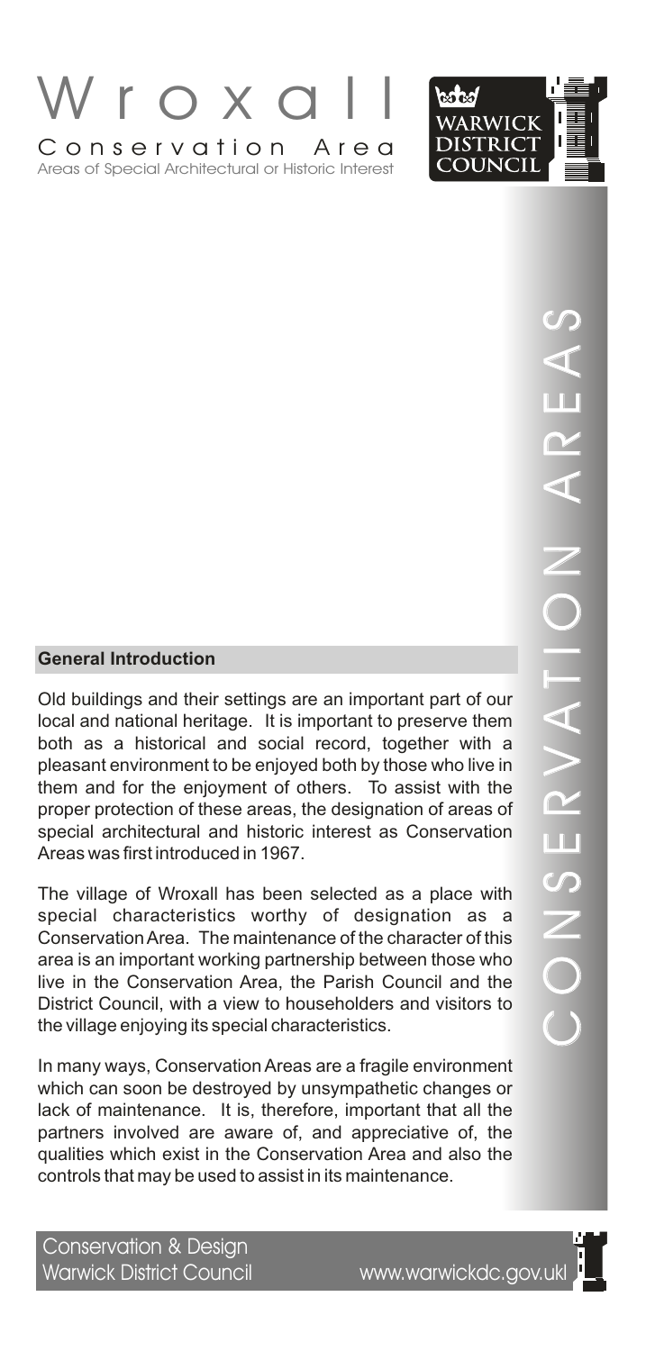# Wroxall

## Conservation Area

Areas of Special Architectural or Historic Interest

WARWICK DISTRICT COUNCIL

CONSERVATION AREAS

### General Introduction

Old buildings and their settings are an important part of our local and national heritage. It is important to preserve them both as a historical and social record, together with a pleasant environment to be enjoyed both by those who live in them and for the enjoyment of others. To assist with the proper protection of these areas, the designation of areas of special architectural and historic interest as Conservation Areas was first introduced in 1967.

The village of Wroxall has been selected as a place with special characteristics worthy of designation as a Conservation Area. The maintenance of the character of this area is an important working partnership between those who live in the Conservation Area, the Parish Council and the District Council, with a view to householders and visitors to the village enjoying its special characteristics.

In many ways, Conservation Areas are a fragile environment which can soon be destroyed by unsympathetic changes or lack of maintenance. It is, therefore, important that all the partners involved are aware of, and appreciative of, the qualities which exist in the Conservation Area and also the controls that may be used to assist in its maintenance.

Conservation & Design
Warwick District Council www.warwickdc.gov.uk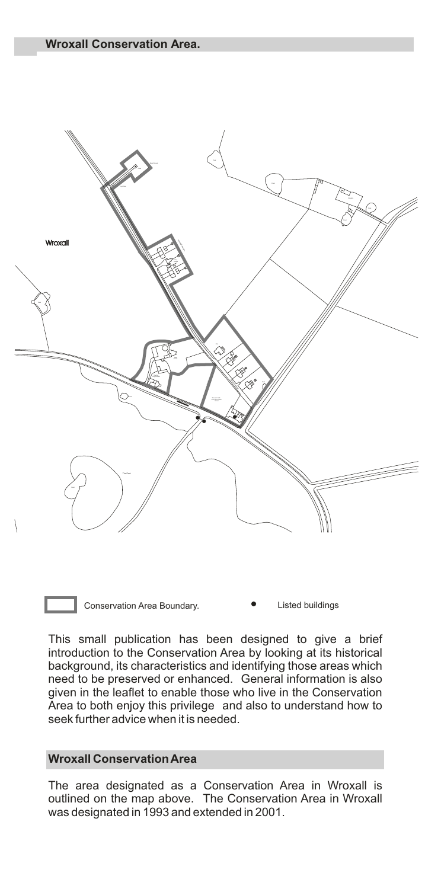## Wroxall Conservation Area.

Wroxall

Conservation Area Boundary.

Listed buildings

This small publication has been designed to give a brief introduction to the Conservation Area by looking at its historical background, its characteristics and identifying those areas which need to be preserved or enhanced. General information is also given in the leaflet to enable those who live in the Conservation Area to both enjoy this privilege and also to understand how to seek further advice when it is needed.

## Wroxall Conservation Area

The area designated as a Conservation Area in Wroxall is outlined on the map above. The Conservation Area in Wroxall was designated in 1993 and extended in 2001.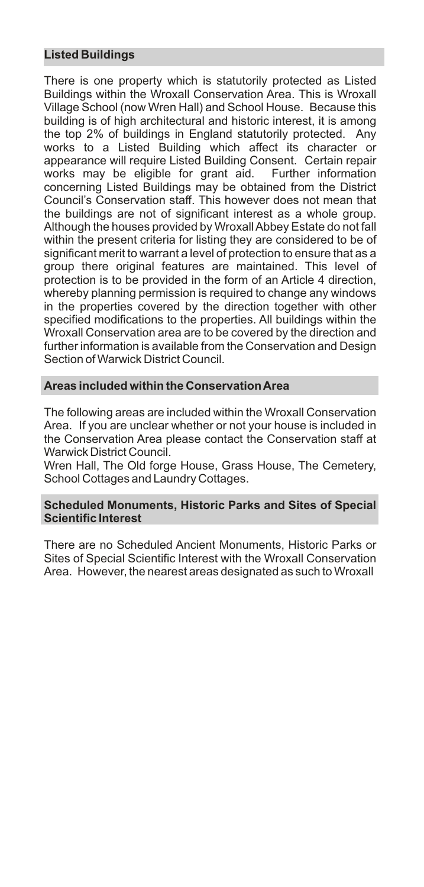## Listed Buildings

There is one property which is statutorily protected as Listed Buildings within the Wroxall Conservation Area. This is Wroxall Village School (now Wren Hall) and School House. Because this building is of high architectural and historic interest, it is among the top 2% of buildings in England statutorily protected. Any works to a Listed Building which affect its character or appearance will require Listed Building Consent. Certain repair works may be eligible for grant aid. Further information concerning Listed Buildings may be obtained from the District Council's Conservation staff. This however does not mean that the buildings are not of significant interest as a whole group. Although the houses provided by Wroxall Abbey Estate do not fall within the present criteria for listing they are considered to be of significant merit to warrant a level of protection to ensure that as a group there original features are maintained. This level of protection is to be provided in the form of an Article 4 direction, whereby planning permission is required to change any windows in the properties covered by the direction together with other specified modifications to the properties. All buildings within the Wroxall Conservation area are to be covered by the direction and further information is available from the Conservation and Design Section of Warwick District Council.

## Areas included within the Conservation Area

The following areas are included within the Wroxall Conservation Area. If you are unclear whether or not your house is included in the Conservation Area please contact the Conservation staff at Warwick District Council.

Wren Hall, The Old forge House, Grass House, The Cemetery, School Cottages and Laundry Cottages.

## Scheduled Monuments, Historic Parks and Sites of Special Scientific Interest

There are no Scheduled Ancient Monuments, Historic Parks or Sites of Special Scientific Interest with the Wroxall Conservation Area. However, the nearest areas designated as such to Wroxall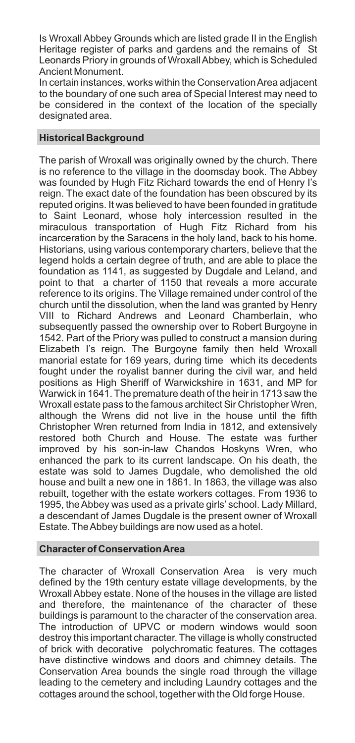Is Wroxall Abbey Grounds which are listed grade II in the English Heritage register of parks and gardens and the remains of St Leonards Priory in grounds of Wroxall Abbey, which is Scheduled Ancient Monument.

In certain instances, works within the Conservation Area adjacent to the boundary of one such area of Special Interest may need to be considered in the context of the location of the specially designated area.

## Historical Background

The parish of Wroxall was originally owned by the church. There is no reference to the village in the doomsday book. The Abbey was founded by Hugh Fitz Richard towards the end of Henry I's reign. The exact date of the foundation has been obscured by its reputed origins. It was believed to have been founded in gratitude to Saint Leonard, whose holy intercession resulted in the miraculous transportation of Hugh Fitz Richard from his incarceration by the Saracens in the holy land, back to his home. Historians, using various contemporary charters, believe that the legend holds a certain degree of truth, and are able to place the foundation as 1141, as suggested by Dugdale and Leland, and point to that a charter of 1150 that reveals a more accurate reference to its origins. The Village remained under control of the church until the dissolution, when the land was granted by Henry VIII to Richard Andrews and Leonard Chamberlain, who subsequently passed the ownership over to Robert Burgoyne in 1542. Part of the Priory was pulled to construct a mansion during Elizabeth I's reign. The Burgoyne family then held Wroxall manorial estate for 169 years, during time which its decedents fought under the royalist banner during the civil war, and held positions as High Sheriff of Warwickshire in 1631, and MP for Warwick in 1641. The premature death of the heir in 1713 saw the Wroxall estate pass to the famous architect Sir Christopher Wren, although the Wrens did not live in the house until the fifth Christopher Wren returned from India in 1812, and extensively restored both Church and House. The estate was further improved by his son-in-law Chandos Hoskyns Wren, who enhanced the park to its current landscape. On his death, the estate was sold to James Dugdale, who demolished the old house and built a new one in 1861. In 1863, the village was also rebuilt, together with the estate workers cottages. From 1936 to 1995, the Abbey was used as a private girls' school. Lady Millard, a descendant of James Dugdale is the present owner of Wroxall Estate. The Abbey buildings are now used as a hotel.

## Character of Conservation Area

The character of Wroxall Conservation Area is very much defined by the 19th century estate village developments, by the Wroxall Abbey estate. None of the houses in the village are listed and therefore, the maintenance of the character of these buildings is paramount to the character of the conservation area. The introduction of UPVC or modern windows would soon destroy this important character. The village is wholly constructed of brick with decorative polychromatic features. The cottages have distinctive windows and doors and chimney details. The Conservation Area bounds the single road through the village leading to the cemetery and including Laundry cottages and the cottages around the school, together with the Old forge House.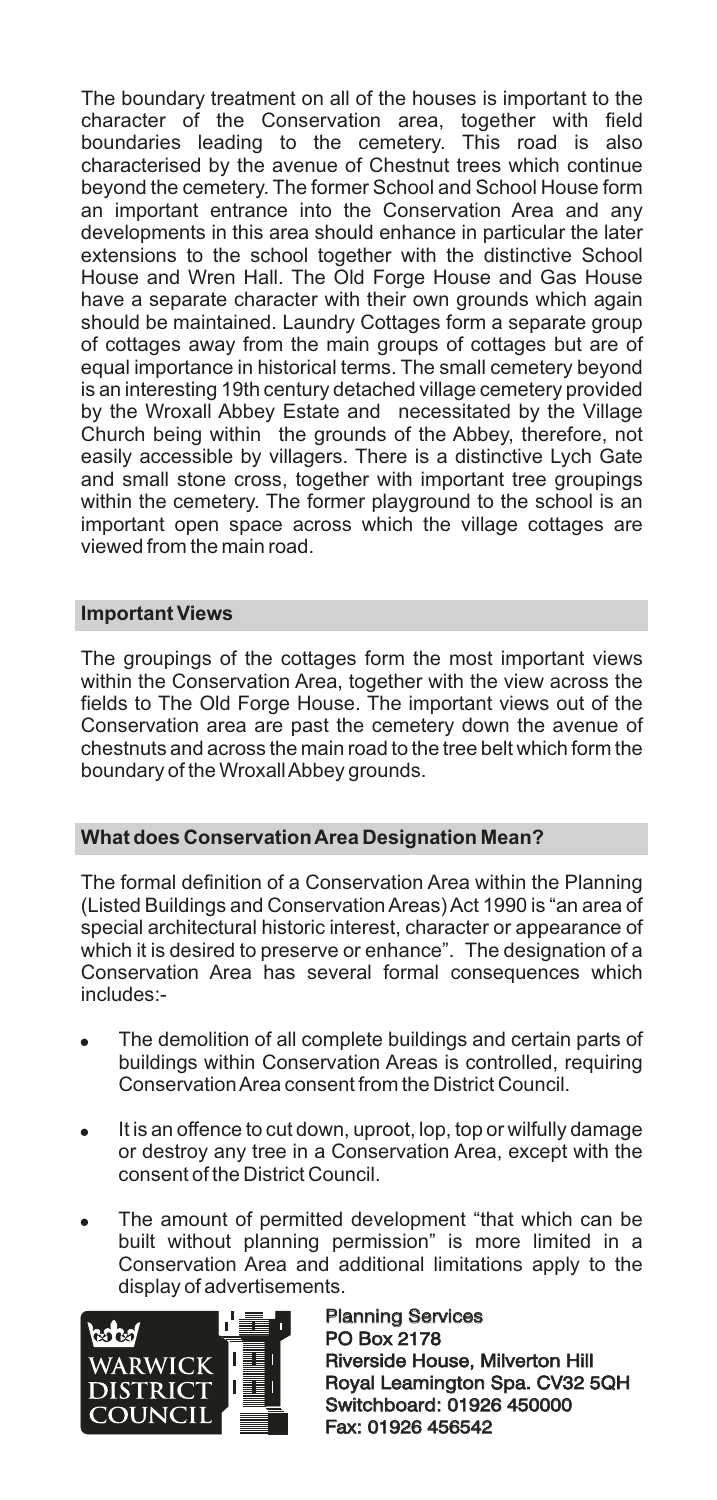The boundary treatment on all of the houses is important to the character of the Conservation area, together with field boundaries leading to the cemetery. This road is also characterised by the avenue of Chestnut trees which continue beyond the cemetery. The former School and School House form an important entrance into the Conservation Area and any developments in this area should enhance in particular the later extensions to the school together with the distinctive School House and Wren Hall. The Old Forge House and Gas House have a separate character with their own grounds which again should be maintained. Laundry Cottages form a separate group of cottages away from the main groups of cottages but are of equal importance in historical terms. The small cemetery beyond is an interesting 19th century detached village cemetery provided by the Wroxall Abbey Estate and necessitated by the Village Church being within the grounds of the Abbey, therefore, not easily accessible by villagers. There is a distinctive Lych Gate and small stone cross, together with important tree groupings within the cemetery. The former playground to the school is an important open space across which the village cottages are viewed from the main road.

## Important Views

The groupings of the cottages form the most important views within the Conservation Area, together with the view across the fields to The Old Forge House. The important views out of the Conservation area are past the cemetery down the avenue of chestnuts and across the main road to the tree belt which form the boundary of the Wroxall Abbey grounds.

## What does Conservation Area Designation Mean?

The formal definition of a Conservation Area within the Planning (Listed Buildings and Conservation Areas) Act 1990 is "an area of special architectural historic interest, character or appearance of which it is desired to preserve or enhance". The designation of a Conservation Area has several formal consequences which includes:-

- The demolition of all complete buildings and certain parts of buildings within Conservation Areas is controlled, requiring Conservation Area consent from the District Council.
- It is an offence to cut down, uproot, lop, top or wilfully damage or destroy any tree in a Conservation Area, except with the consent of the District Council.
- The amount of permitted development "that which can be built without planning permission" is more limited in a Conservation Area and additional limitations apply to the display of advertisements.

Warwick District Council

Planning Services
PO Box 2178
Riverside House, Milverton Hill
Royal Leamington Spa. CV32 5QH
Switchboard: 01926 450000
Fax: 01926 456542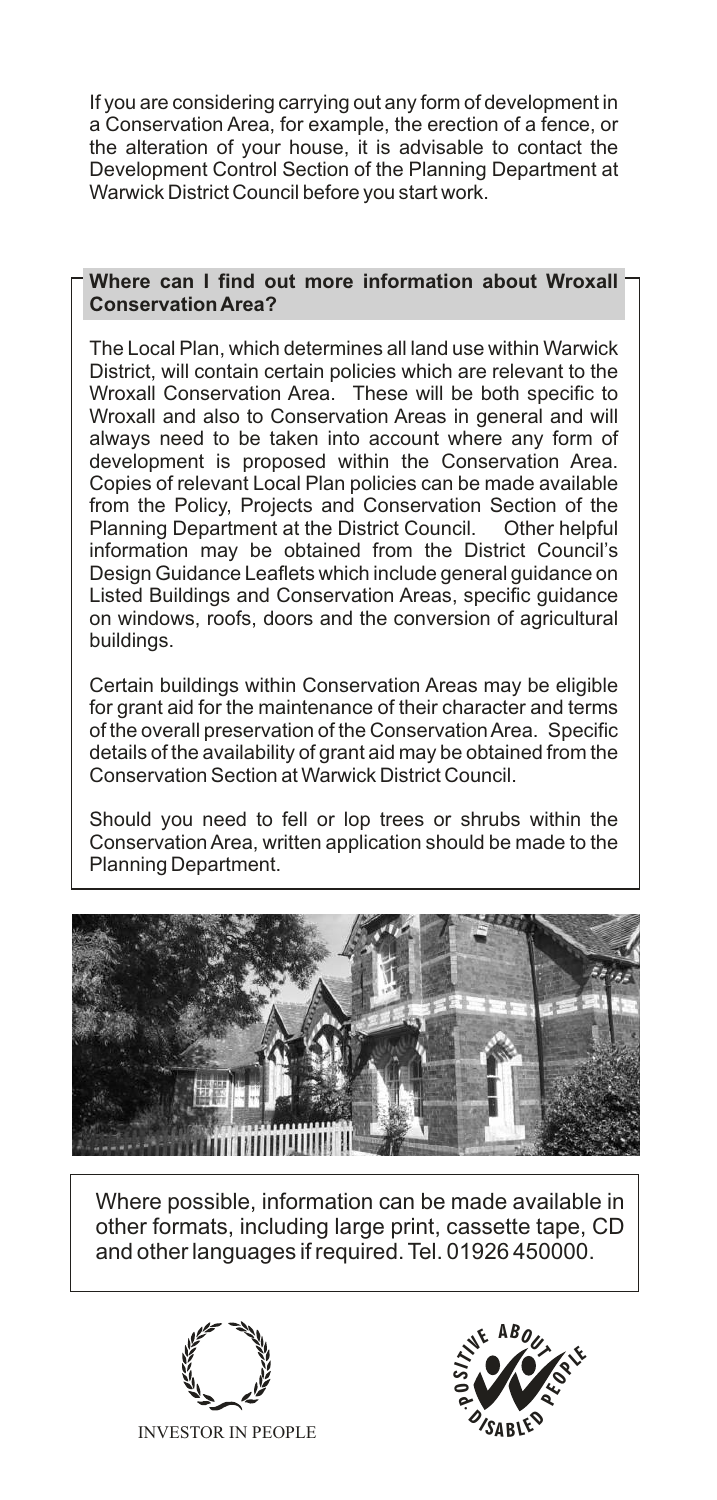If you are considering carrying out any form of development in a Conservation Area, for example, the erection of a fence, or the alteration of your house, it is advisable to contact the Development Control Section of the Planning Department at Warwick District Council before you start work.

## Where can I find out more information about Wroxall Conservation Area?

The Local Plan, which determines all land use within Warwick District, will contain certain policies which are relevant to the Wroxall Conservation Area. These will be both specific to Wroxall and also to Conservation Areas in general and will always need to be taken into account where any form of development is proposed within the Conservation Area. Copies of relevant Local Plan policies can be made available from the Policy, Projects and Conservation Section of the Planning Department at the District Council. Other helpful information may be obtained from the District Council's Design Guidance Leaflets which include general guidance on Listed Buildings and Conservation Areas, specific guidance on windows, roofs, doors and the conversion of agricultural buildings.

Certain buildings within Conservation Areas may be eligible for grant aid for the maintenance of their character and terms of the overall preservation of the Conservation Area. Specific details of the availability of grant aid may be obtained from the Conservation Section at Warwick District Council.

Should you need to fell or lop trees or shrubs within the Conservation Area, written application should be made to the Planning Department.

Where possible, information can be made available in other formats, including large print, cassette tape, CD and other languages if required. Tel. 01926 450000.

INVESTOR IN PEOPLE

POSITIVE ABOUT DISABLED PEOPLE